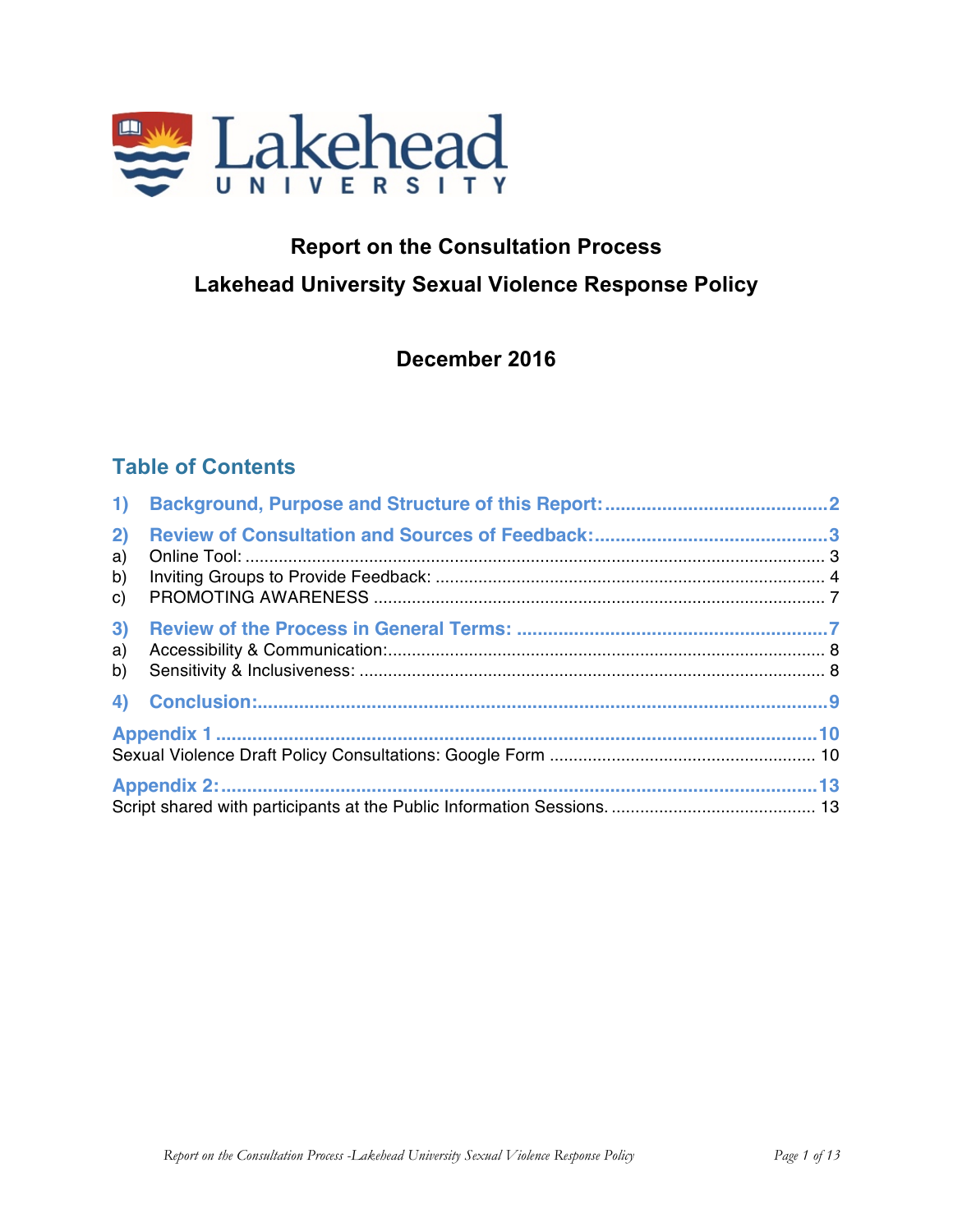# Report on the Consultation Process

## Lakehead University Sexual Violence Response Policy

### December 2016

## Table of Contents

1) **Background, Purpose and Structure of this Report:** ........................................... 2

2) **Review of Consultation and Sources of Feedback:** ............................................. 3
   - a) Online Tool: ........................................................................................................ 3
   - b) Inviting Groups to Provide Feedback: ................................................................ 4
   - c) PROMOTING AWARENESS .............................................................................. 7

3) **Review of the Process in General Terms:** ............................................................ 7
   - a) Accessibility & Communication: .......................................................................... 8
   - b) Sensitivity & Inclusiveness: ................................................................................ 8

4) **Conclusion:** ............................................................................................................. 9

**Appendix 1** ................................................................................................................... 10
Sexual Violence Draft Policy Consultations: Google Form ........................................... 10

**Appendix 2:** .................................................................................................................. 13
Script shared with participants at the Public Information Sessions. ............................ 13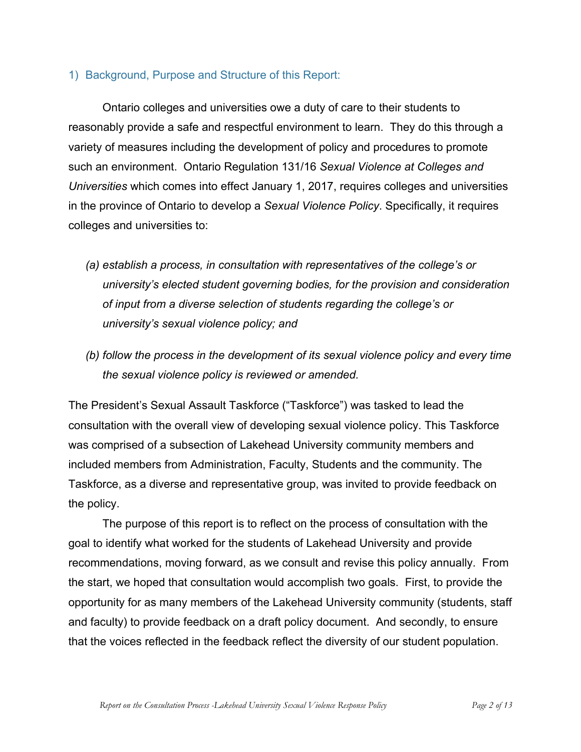## 1) Background, Purpose and Structure of this Report:

Ontario colleges and universities owe a duty of care to their students to reasonably provide a safe and respectful environment to learn. They do this through a variety of measures including the development of policy and procedures to promote such an environment. Ontario Regulation 131/16 *Sexual Violence at Colleges and Universities* which comes into effect January 1, 2017, requires colleges and universities in the province of Ontario to develop a *Sexual Violence Policy*. Specifically, it requires colleges and universities to:

*(a) establish a process, in consultation with representatives of the college's or university's elected student governing bodies, for the provision and consideration of input from a diverse selection of students regarding the college's or university's sexual violence policy; and*

*(b) follow the process in the development of its sexual violence policy and every time the sexual violence policy is reviewed or amended.*

The President's Sexual Assault Taskforce ("Taskforce") was tasked to lead the consultation with the overall view of developing sexual violence policy. This Taskforce was comprised of a subsection of Lakehead University community members and included members from Administration, Faculty, Students and the community. The Taskforce, as a diverse and representative group, was invited to provide feedback on the policy.

The purpose of this report is to reflect on the process of consultation with the goal to identify what worked for the students of Lakehead University and provide recommendations, moving forward, as we consult and revise this policy annually. From the start, we hoped that consultation would accomplish two goals. First, to provide the opportunity for as many members of the Lakehead University community (students, staff and faculty) to provide feedback on a draft policy document. And secondly, to ensure that the voices reflected in the feedback reflect the diversity of our student population.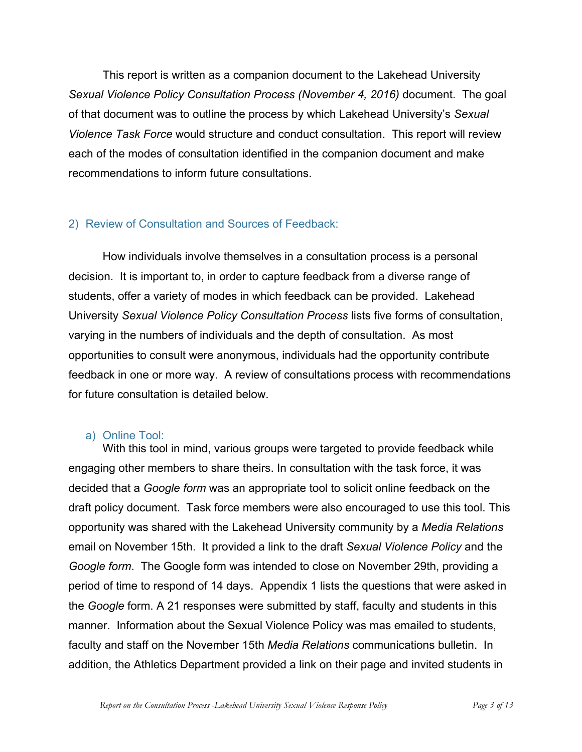This report is written as a companion document to the Lakehead University *Sexual Violence Policy Consultation Process (November 4, 2016)* document. The goal of that document was to outline the process by which Lakehead University's *Sexual Violence Task Force* would structure and conduct consultation. This report will review each of the modes of consultation identified in the companion document and make recommendations to inform future consultations.

## 2) Review of Consultation and Sources of Feedback:

How individuals involve themselves in a consultation process is a personal decision. It is important to, in order to capture feedback from a diverse range of students, offer a variety of modes in which feedback can be provided. Lakehead University *Sexual Violence Policy Consultation Process* lists five forms of consultation, varying in the numbers of individuals and the depth of consultation. As most opportunities to consult were anonymous, individuals had the opportunity contribute feedback in one or more way. A review of consultations process with recommendations for future consultation is detailed below.

### a) Online Tool:

With this tool in mind, various groups were targeted to provide feedback while engaging other members to share theirs. In consultation with the task force, it was decided that a *Google form* was an appropriate tool to solicit online feedback on the draft policy document. Task force members were also encouraged to use this tool. This opportunity was shared with the Lakehead University community by a *Media Relations* email on November 15th. It provided a link to the draft *Sexual Violence Policy* and the *Google form*. The Google form was intended to close on November 29th, providing a period of time to respond of 14 days. Appendix 1 lists the questions that were asked in the *Google* form. A 21 responses were submitted by staff, faculty and students in this manner. Information about the Sexual Violence Policy was mas emailed to students, faculty and staff on the November 15th *Media Relations* communications bulletin. In addition, the Athletics Department provided a link on their page and invited students in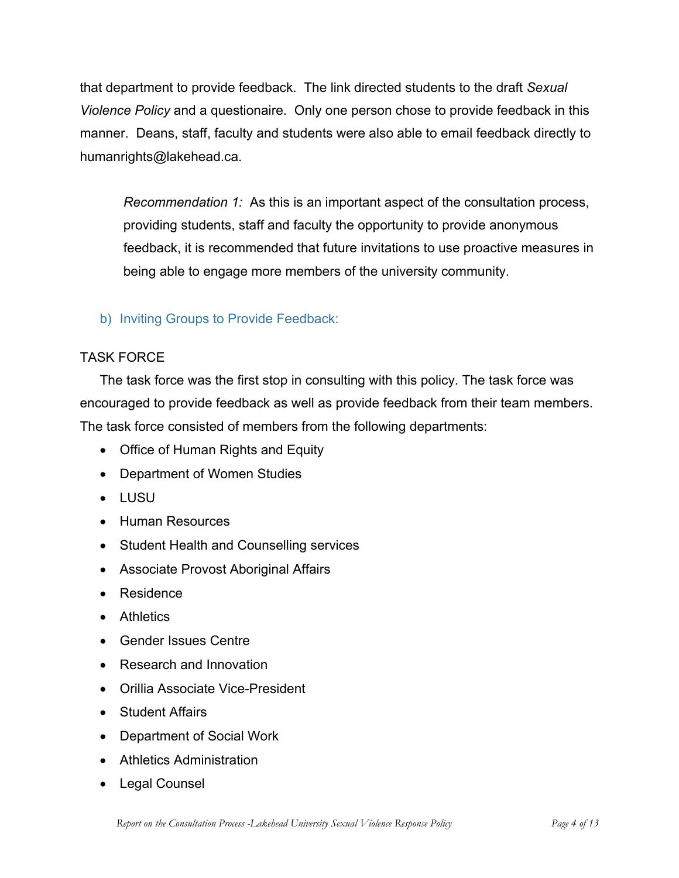that department to provide feedback. The link directed students to the draft *Sexual Violence Policy* and a questionaire. Only one person chose to provide feedback in this manner. Deans, staff, faculty and students were also able to email feedback directly to humanrights@lakehead.ca.

> *Recommendation 1:* As this is an important aspect of the consultation process, providing students, staff and faculty the opportunity to provide anonymous feedback, it is recommended that future invitations to use proactive measures in being able to engage more members of the university community.

### b) Inviting Groups to Provide Feedback:

TASK FORCE

The task force was the first stop in consulting with this policy. The task force was encouraged to provide feedback as well as provide feedback from their team members. The task force consisted of members from the following departments:

- Office of Human Rights and Equity
- Department of Women Studies
- LUSU
- Human Resources
- Student Health and Counselling services
- Associate Provost Aboriginal Affairs
- Residence
- Athletics
- Gender Issues Centre
- Research and Innovation
- Orillia Associate Vice-President
- Student Affairs
- Department of Social Work
- Athletics Administration
- Legal Counsel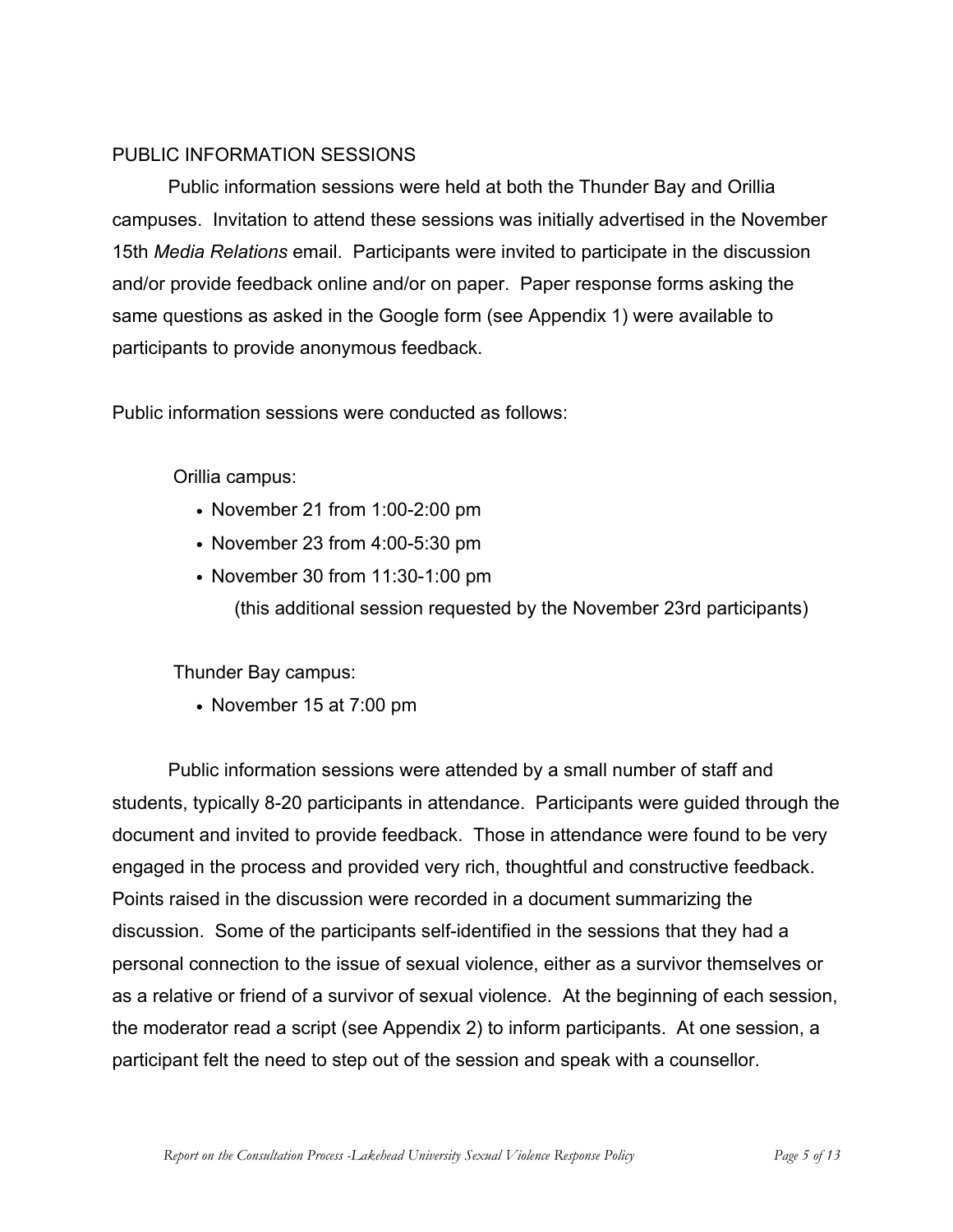## PUBLIC INFORMATION SESSIONS

Public information sessions were held at both the Thunder Bay and Orillia campuses. Invitation to attend these sessions was initially advertised in the November 15th *Media Relations* email. Participants were invited to participate in the discussion and/or provide feedback online and/or on paper. Paper response forms asking the same questions as asked in the Google form (see Appendix 1) were available to participants to provide anonymous feedback.

Public information sessions were conducted as follows:

Orillia campus:

- November 21 from 1:00-2:00 pm
- November 23 from 4:00-5:30 pm
- November 30 from 11:30-1:00 pm
  (this additional session requested by the November 23rd participants)

Thunder Bay campus:

- November 15 at 7:00 pm

Public information sessions were attended by a small number of staff and students, typically 8-20 participants in attendance. Participants were guided through the document and invited to provide feedback. Those in attendance were found to be very engaged in the process and provided very rich, thoughtful and constructive feedback. Points raised in the discussion were recorded in a document summarizing the discussion. Some of the participants self-identified in the sessions that they had a personal connection to the issue of sexual violence, either as a survivor themselves or as a relative or friend of a survivor of sexual violence. At the beginning of each session, the moderator read a script (see Appendix 2) to inform participants. At one session, a participant felt the need to step out of the session and speak with a counsellor.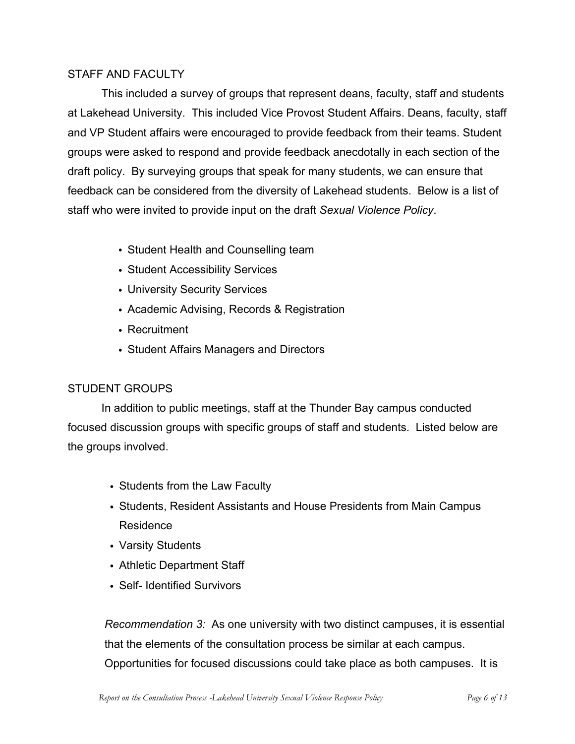## STAFF AND FACULTY

This included a survey of groups that represent deans, faculty, staff and students at Lakehead University. This included Vice Provost Student Affairs. Deans, faculty, staff and VP Student affairs were encouraged to provide feedback from their teams. Student groups were asked to respond and provide feedback anecdotally in each section of the draft policy. By surveying groups that speak for many students, we can ensure that feedback can be considered from the diversity of Lakehead students. Below is a list of staff who were invited to provide input on the draft *Sexual Violence Policy*.

- Student Health and Counselling team
- Student Accessibility Services
- University Security Services
- Academic Advising, Records & Registration
- Recruitment
- Student Affairs Managers and Directors

## STUDENT GROUPS

In addition to public meetings, staff at the Thunder Bay campus conducted focused discussion groups with specific groups of staff and students. Listed below are the groups involved.

- Students from the Law Faculty
- Students, Resident Assistants and House Presidents from Main Campus Residence
- Varsity Students
- Athletic Department Staff
- Self- Identified Survivors

*Recommendation 3:* As one university with two distinct campuses, it is essential that the elements of the consultation process be similar at each campus. Opportunities for focused discussions could take place as both campuses. It is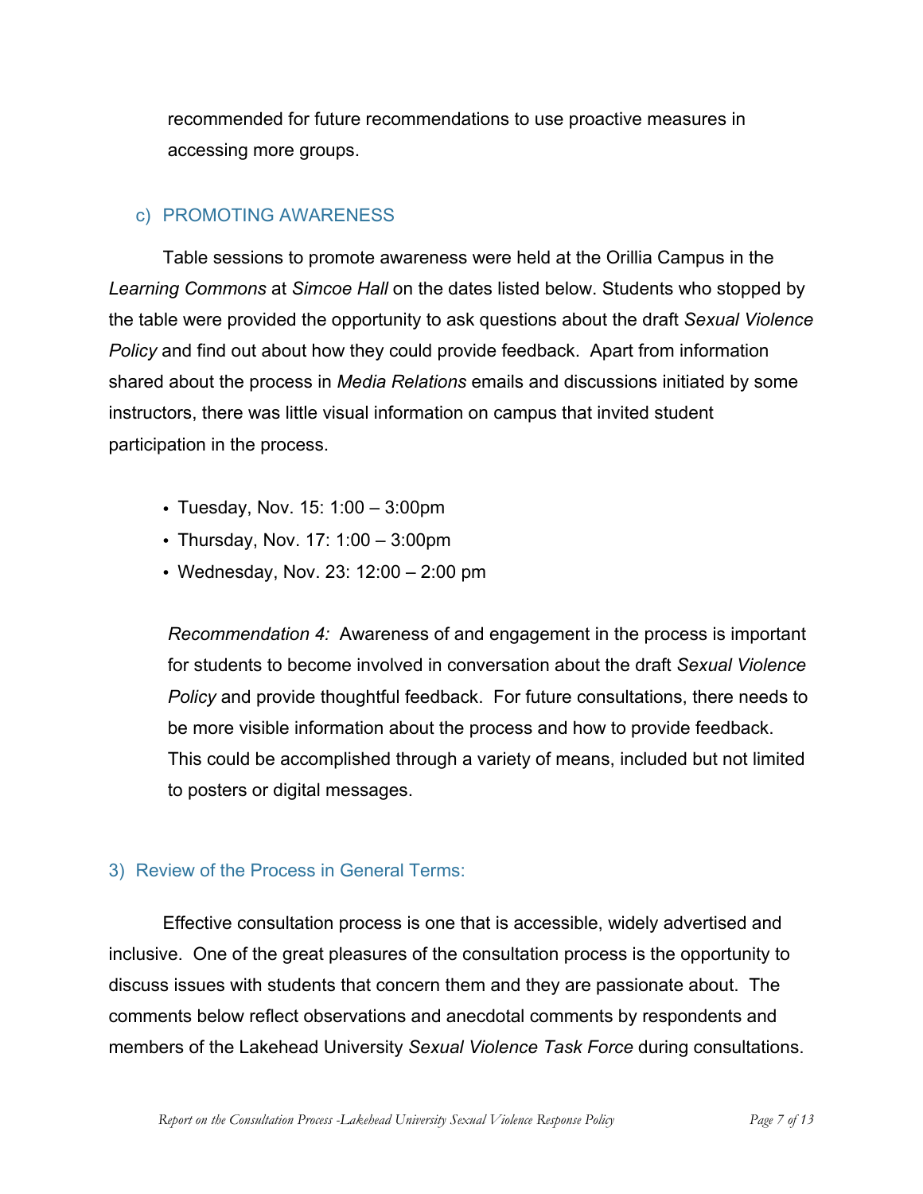recommended for future recommendations to use proactive measures in accessing more groups.

### c) PROMOTING AWARENESS

Table sessions to promote awareness were held at the Orillia Campus in the *Learning Commons* at *Simcoe Hall* on the dates listed below. Students who stopped by the table were provided the opportunity to ask questions about the draft *Sexual Violence Policy* and find out about how they could provide feedback. Apart from information shared about the process in *Media Relations* emails and discussions initiated by some instructors, there was little visual information on campus that invited student participation in the process.

- Tuesday, Nov. 15: 1:00 – 3:00pm
- Thursday, Nov. 17: 1:00 – 3:00pm
- Wednesday, Nov. 23: 12:00 – 2:00 pm

*Recommendation 4:* Awareness of and engagement in the process is important for students to become involved in conversation about the draft *Sexual Violence Policy* and provide thoughtful feedback. For future consultations, there needs to be more visible information about the process and how to provide feedback. This could be accomplished through a variety of means, included but not limited to posters or digital messages.

## 3) Review of the Process in General Terms:

Effective consultation process is one that is accessible, widely advertised and inclusive. One of the great pleasures of the consultation process is the opportunity to discuss issues with students that concern them and they are passionate about. The comments below reflect observations and anecdotal comments by respondents and members of the Lakehead University *Sexual Violence Task Force* during consultations.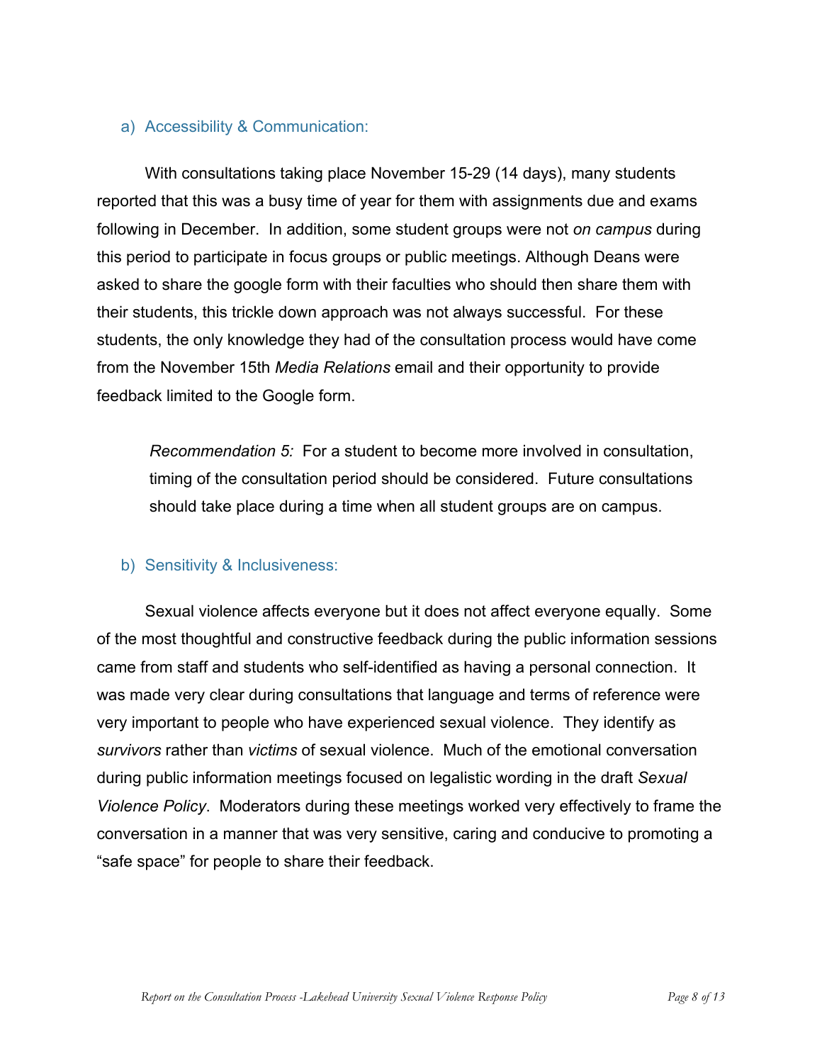### a) Accessibility & Communication:

With consultations taking place November 15-29 (14 days), many students reported that this was a busy time of year for them with assignments due and exams following in December. In addition, some student groups were not *on campus* during this period to participate in focus groups or public meetings. Although Deans were asked to share the google form with their faculties who should then share them with their students, this trickle down approach was not always successful. For these students, the only knowledge they had of the consultation process would have come from the November 15th *Media Relations* email and their opportunity to provide feedback limited to the Google form.

> *Recommendation 5:* For a student to become more involved in consultation, timing of the consultation period should be considered. Future consultations should take place during a time when all student groups are on campus.

### b) Sensitivity & Inclusiveness:

Sexual violence affects everyone but it does not affect everyone equally. Some of the most thoughtful and constructive feedback during the public information sessions came from staff and students who self-identified as having a personal connection. It was made very clear during consultations that language and terms of reference were very important to people who have experienced sexual violence. They identify as *survivors* rather than *victims* of sexual violence. Much of the emotional conversation during public information meetings focused on legalistic wording in the draft *Sexual Violence Policy*. Moderators during these meetings worked very effectively to frame the conversation in a manner that was very sensitive, caring and conducive to promoting a "safe space" for people to share their feedback.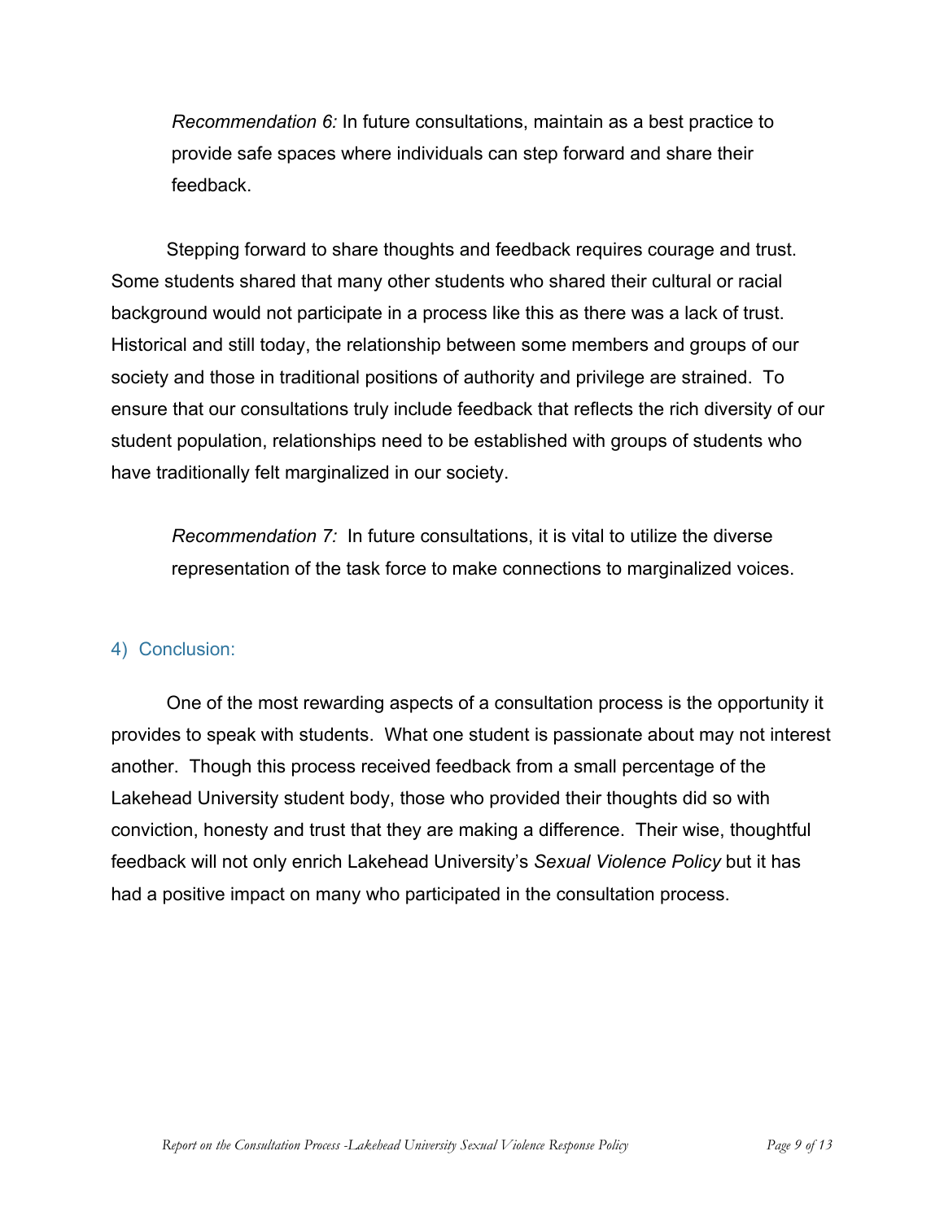*Recommendation 6:* In future consultations, maintain as a best practice to provide safe spaces where individuals can step forward and share their feedback.

Stepping forward to share thoughts and feedback requires courage and trust. Some students shared that many other students who shared their cultural or racial background would not participate in a process like this as there was a lack of trust. Historical and still today, the relationship between some members and groups of our society and those in traditional positions of authority and privilege are strained. To ensure that our consultations truly include feedback that reflects the rich diversity of our student population, relationships need to be established with groups of students who have traditionally felt marginalized in our society.

*Recommendation 7:* In future consultations, it is vital to utilize the diverse representation of the task force to make connections to marginalized voices.

## 4) Conclusion:

One of the most rewarding aspects of a consultation process is the opportunity it provides to speak with students. What one student is passionate about may not interest another. Though this process received feedback from a small percentage of the Lakehead University student body, those who provided their thoughts did so with conviction, honesty and trust that they are making a difference. Their wise, thoughtful feedback will not only enrich Lakehead University's *Sexual Violence Policy* but it has had a positive impact on many who participated in the consultation process.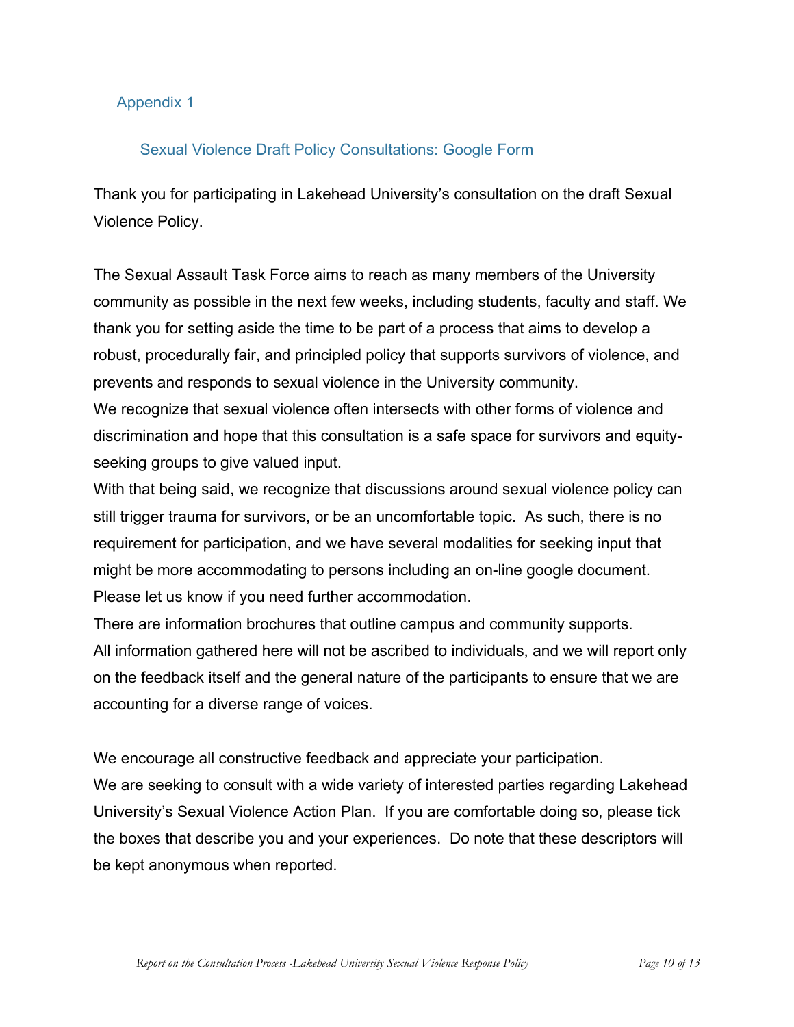## Appendix 1

### Sexual Violence Draft Policy Consultations: Google Form

Thank you for participating in Lakehead University's consultation on the draft Sexual Violence Policy.

The Sexual Assault Task Force aims to reach as many members of the University community as possible in the next few weeks, including students, faculty and staff. We thank you for setting aside the time to be part of a process that aims to develop a robust, procedurally fair, and principled policy that supports survivors of violence, and prevents and responds to sexual violence in the University community.

We recognize that sexual violence often intersects with other forms of violence and discrimination and hope that this consultation is a safe space for survivors and equity-seeking groups to give valued input.

With that being said, we recognize that discussions around sexual violence policy can still trigger trauma for survivors, or be an uncomfortable topic. As such, there is no requirement for participation, and we have several modalities for seeking input that might be more accommodating to persons including an on-line google document. Please let us know if you need further accommodation.

There are information brochures that outline campus and community supports.

All information gathered here will not be ascribed to individuals, and we will report only on the feedback itself and the general nature of the participants to ensure that we are accounting for a diverse range of voices.

We encourage all constructive feedback and appreciate your participation.

We are seeking to consult with a wide variety of interested parties regarding Lakehead University's Sexual Violence Action Plan. If you are comfortable doing so, please tick the boxes that describe you and your experiences. Do note that these descriptors will be kept anonymous when reported.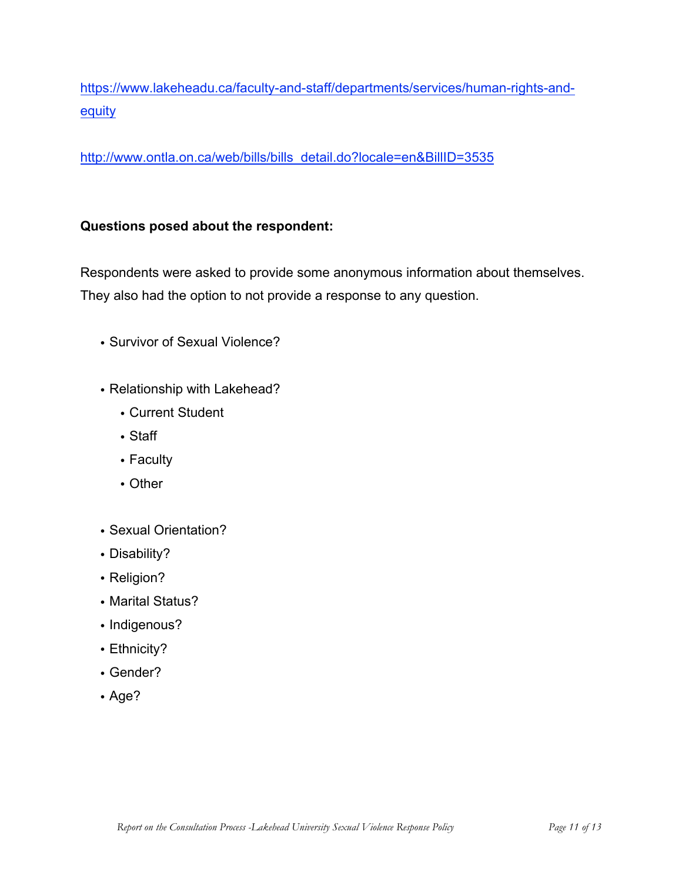https://www.lakeheadu.ca/faculty-and-staff/departments/services/human-rights-and-equity

http://www.ontla.on.ca/web/bills/bills_detail.do?locale=en&BillID=3535

**Questions posed about the respondent:**

Respondents were asked to provide some anonymous information about themselves. They also had the option to not provide a response to any question.

- Survivor of Sexual Violence?

- Relationship with Lakehead?
  - Current Student
  - Staff
  - Faculty
  - Other

- Sexual Orientation?
- Disability?
- Religion?
- Marital Status?
- Indigenous?
- Ethnicity?
- Gender?
- Age?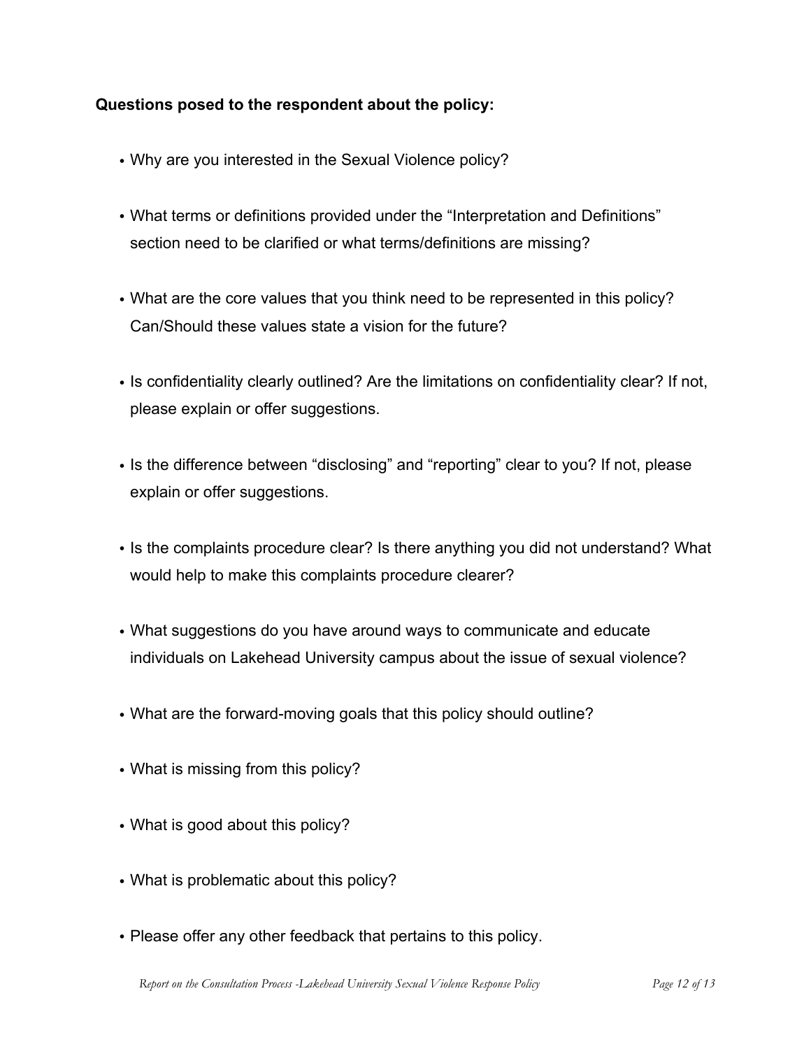**Questions posed to the respondent about the policy:**

- Why are you interested in the Sexual Violence policy?
- What terms or definitions provided under the "Interpretation and Definitions" section need to be clarified or what terms/definitions are missing?
- What are the core values that you think need to be represented in this policy? Can/Should these values state a vision for the future?
- Is confidentiality clearly outlined? Are the limitations on confidentiality clear? If not, please explain or offer suggestions.
- Is the difference between "disclosing" and "reporting" clear to you? If not, please explain or offer suggestions.
- Is the complaints procedure clear? Is there anything you did not understand? What would help to make this complaints procedure clearer?
- What suggestions do you have around ways to communicate and educate individuals on Lakehead University campus about the issue of sexual violence?
- What are the forward-moving goals that this policy should outline?
- What is missing from this policy?
- What is good about this policy?
- What is problematic about this policy?
- Please offer any other feedback that pertains to this policy.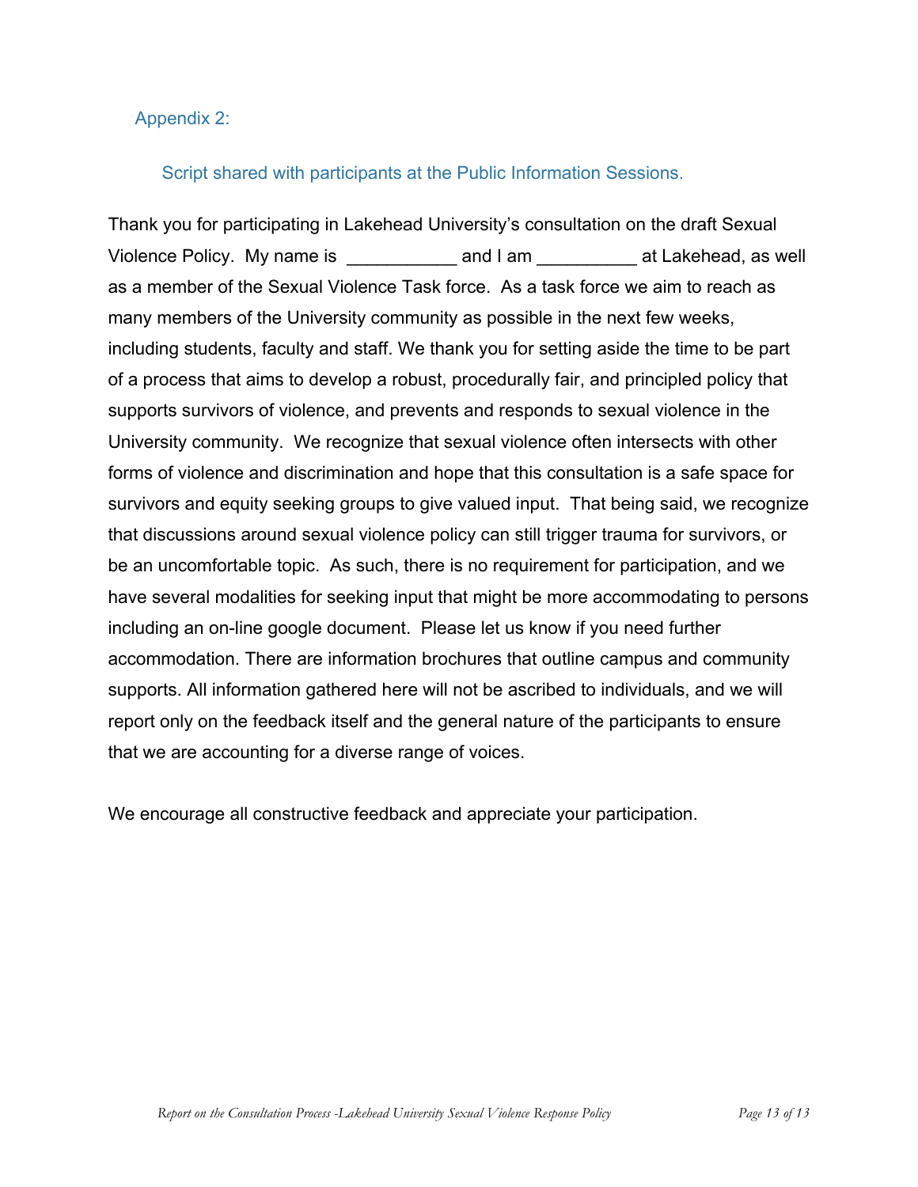## Appendix 2:

### Script shared with participants at the Public Information Sessions.

Thank you for participating in Lakehead University's consultation on the draft Sexual Violence Policy. My name is ___________ and I am __________ at Lakehead, as well as a member of the Sexual Violence Task force. As a task force we aim to reach as many members of the University community as possible in the next few weeks, including students, faculty and staff. We thank you for setting aside the time to be part of a process that aims to develop a robust, procedurally fair, and principled policy that supports survivors of violence, and prevents and responds to sexual violence in the University community. We recognize that sexual violence often intersects with other forms of violence and discrimination and hope that this consultation is a safe space for survivors and equity seeking groups to give valued input. That being said, we recognize that discussions around sexual violence policy can still trigger trauma for survivors, or be an uncomfortable topic. As such, there is no requirement for participation, and we have several modalities for seeking input that might be more accommodating to persons including an on-line google document. Please let us know if you need further accommodation. There are information brochures that outline campus and community supports. All information gathered here will not be ascribed to individuals, and we will report only on the feedback itself and the general nature of the participants to ensure that we are accounting for a diverse range of voices.

We encourage all constructive feedback and appreciate your participation.